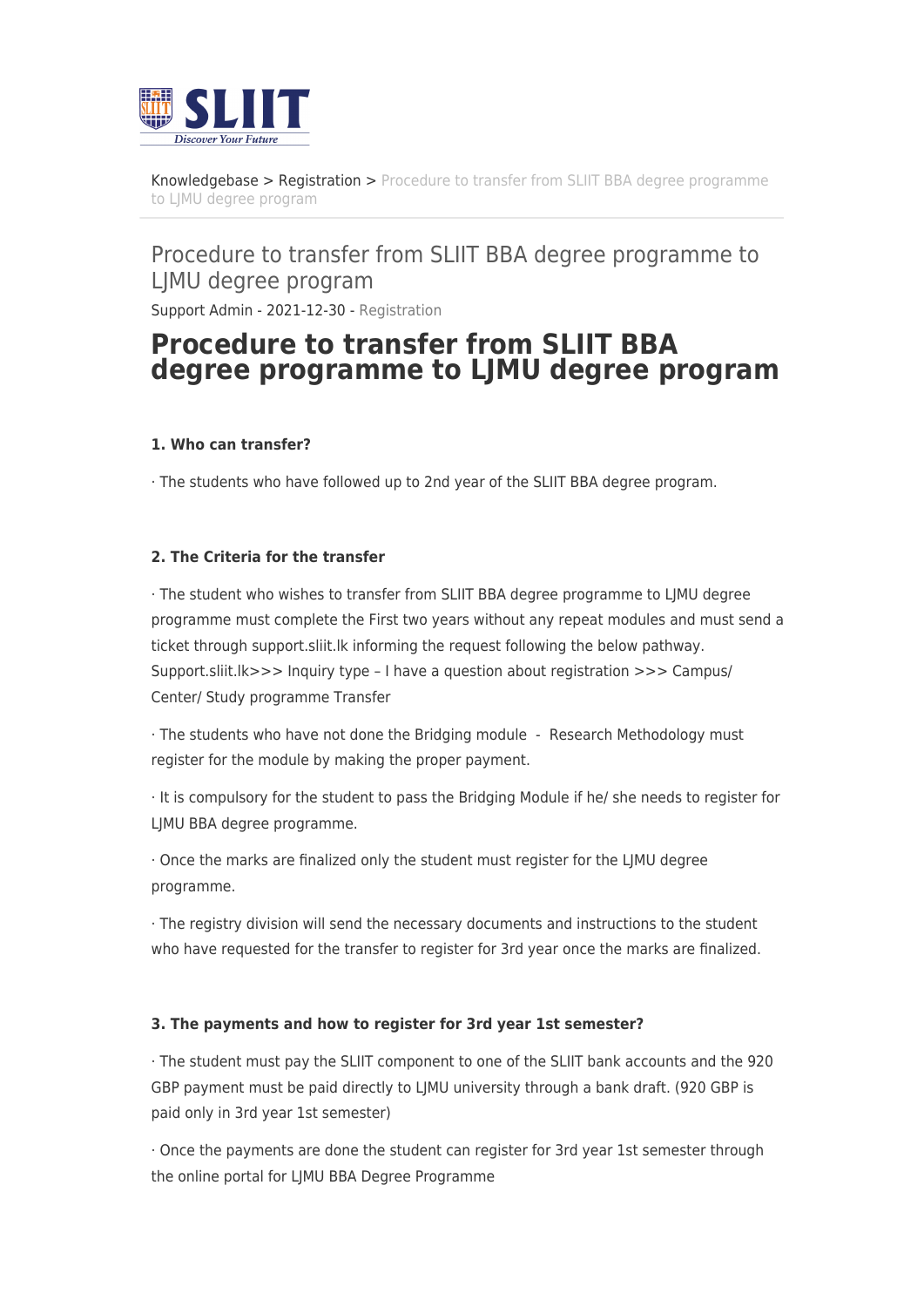Knowledgebase > Registration > Procedure to transfer from SLIIT BBA degree programme to LJMU degree program

## Procedure to transfer from SLIIT BBA degree programme to LJMU degree program

Support Admin - 2021-12-30 - Registration

# Procedure to transfer from SLIIT BBA degree programme to LJMU degree program

**1. Who can transfer?**

· The students who have followed up to 2nd year of the SLIIT BBA degree program.

**2. The Criteria for the transfer**

· The student who wishes to transfer from SLIIT BBA degree programme to LJMU degree programme must complete the First two years without any repeat modules and must send a ticket through support.sliit.lk informing the request following the below pathway. Support.sliit.lk>>> Inquiry type – I have a question about registration >>> Campus/ Center/ Study programme Transfer

· The students who have not done the Bridging module - Research Methodology must register for the module by making the proper payment.

· It is compulsory for the student to pass the Bridging Module if he/ she needs to register for LJMU BBA degree programme.

· Once the marks are finalized only the student must register for the LJMU degree programme.

· The registry division will send the necessary documents and instructions to the student who have requested for the transfer to register for 3rd year once the marks are finalized.

**3. The payments and how to register for 3rd year 1st semester?**

· The student must pay the SLIIT component to one of the SLIIT bank accounts and the 920 GBP payment must be paid directly to LJMU university through a bank draft. (920 GBP is paid only in 3rd year 1st semester)

· Once the payments are done the student can register for 3rd year 1st semester through the online portal for LJMU BBA Degree Programme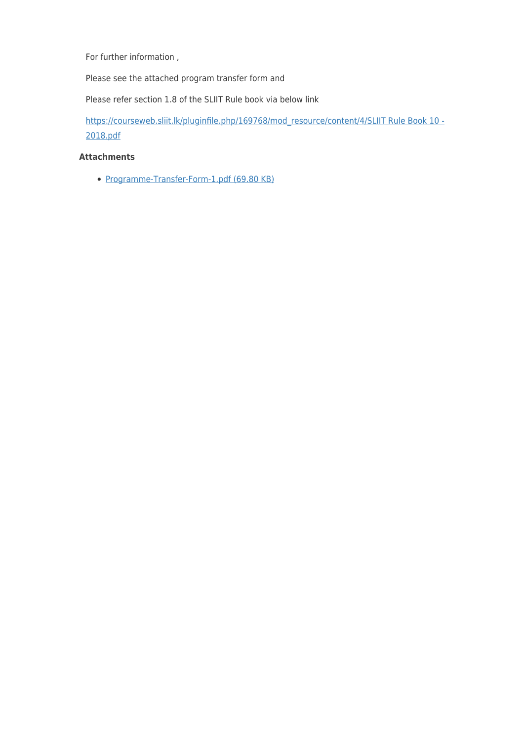For further information ,

Please see the attached program transfer form and

Please refer section 1.8 of the SLIIT Rule book via below link

[https://courseweb.sliit.lk/pluginfile.php/169768/mod_resource/content/4/SLIIT Rule Book 10 - 2018.pdf](https://courseweb.sliit.lk/pluginfile.php/169768/mod_resource/content/4/SLIIT Rule Book 10 - 2018.pdf)

**Attachments**

- Programme-Transfer-Form-1.pdf (69.80 KB)